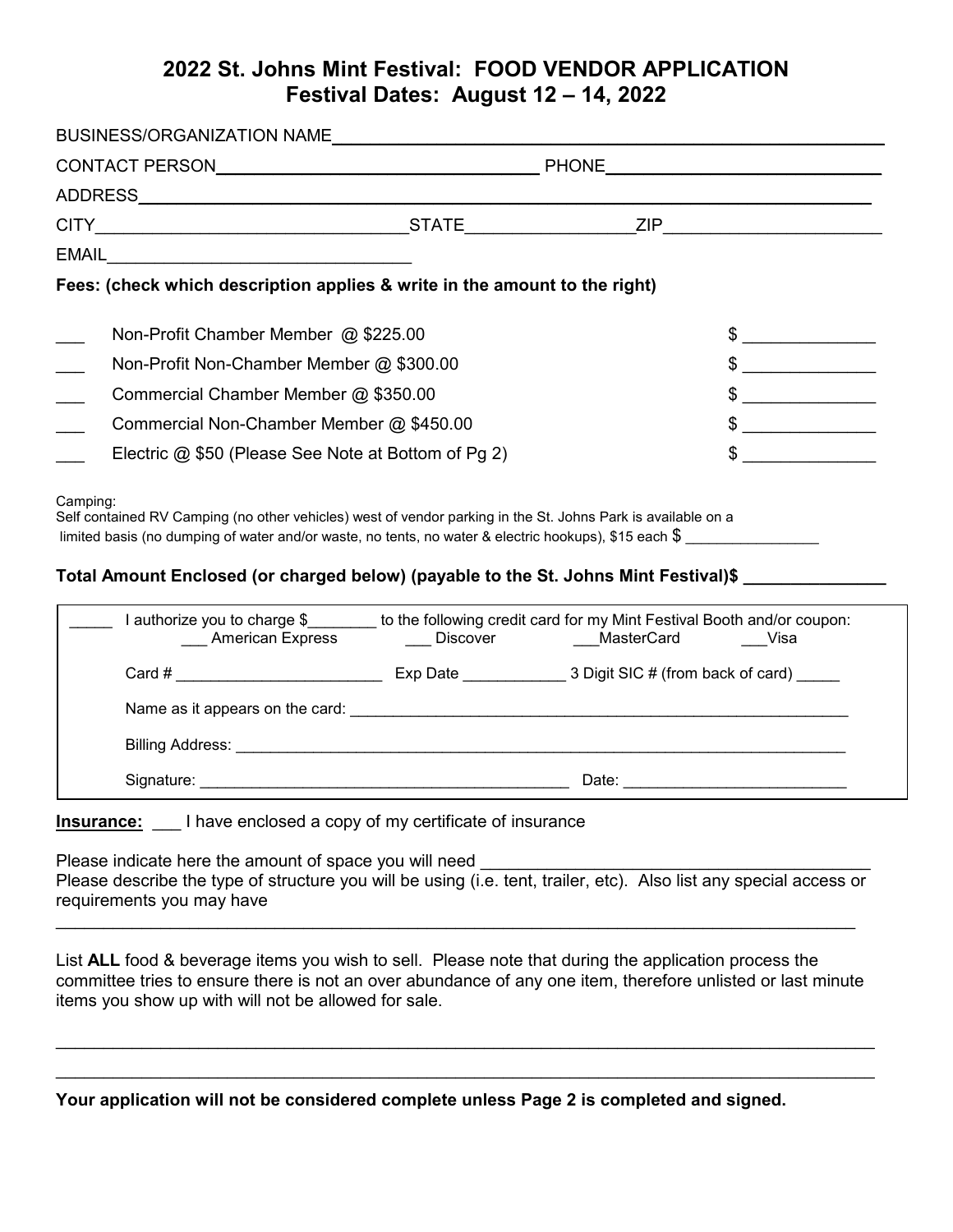# 2022 St. Johns Mint Festival: FOOD VENDOR APPLICATION
# Festival Dates: August 12 – 14, 2022

BUSINESS/ORGANIZATION NAME ____________________________________________

CONTACT PERSON ______________________________ PHONE __________________________

ADDRESS ____________________________________________________________

CITY ______________________________ STATE ________________ ZIP ____________________

EMAIL ______________________________

**Fees: (check which description applies & write in the amount to the right)**

___ Non-Profit Chamber Member @ $225.00 $ ____________

___ Non-Profit Non-Chamber Member @ $300.00 $ ____________

___ Commercial Chamber Member @ $350.00 $ ____________

___ Commercial Non-Chamber Member @ $450.00 $ ____________

___ Electric @ $50 (Please See Note at Bottom of Pg 2) $ ____________

Camping:
Self contained RV Camping (no other vehicles) west of vendor parking in the St. Johns Park is available on a limited basis (no dumping of water and/or waste, no tents, no water & electric hookups), $15 each $ ______________

**Total Amount Enclosed (or charged below) (payable to the St. Johns Mint Festival)$ ______________**

_____ I authorize you to charge $________ to the following credit card for my Mint Festival Booth and/or coupon:
___ American Express ___ Discover ___MasterCard ___Visa

Card # ______________________ Exp Date ___________ 3 Digit SIC # (from back of card) _____

Name as it appears on the card: ____________________________________________________

Billing Address: _________________________________________________________________

Signature: ______________________________________ Date: _______________________

**Insurance:** ___ I have enclosed a copy of my certificate of insurance

Please indicate here the amount of space you will need ____________________________________
Please describe the type of structure you will be using (i.e. tent, trailer, etc). Also list any special access or requirements you may have

____________________________________________________________________________

List **ALL** food & beverage items you wish to sell. Please note that during the application process the committee tries to ensure there is not an over abundance of any one item, therefore unlisted or last minute items you show up with will not be allowed for sale.

____________________________________________________________________________

____________________________________________________________________________

**Your application will not be considered complete unless Page 2 is completed and signed.**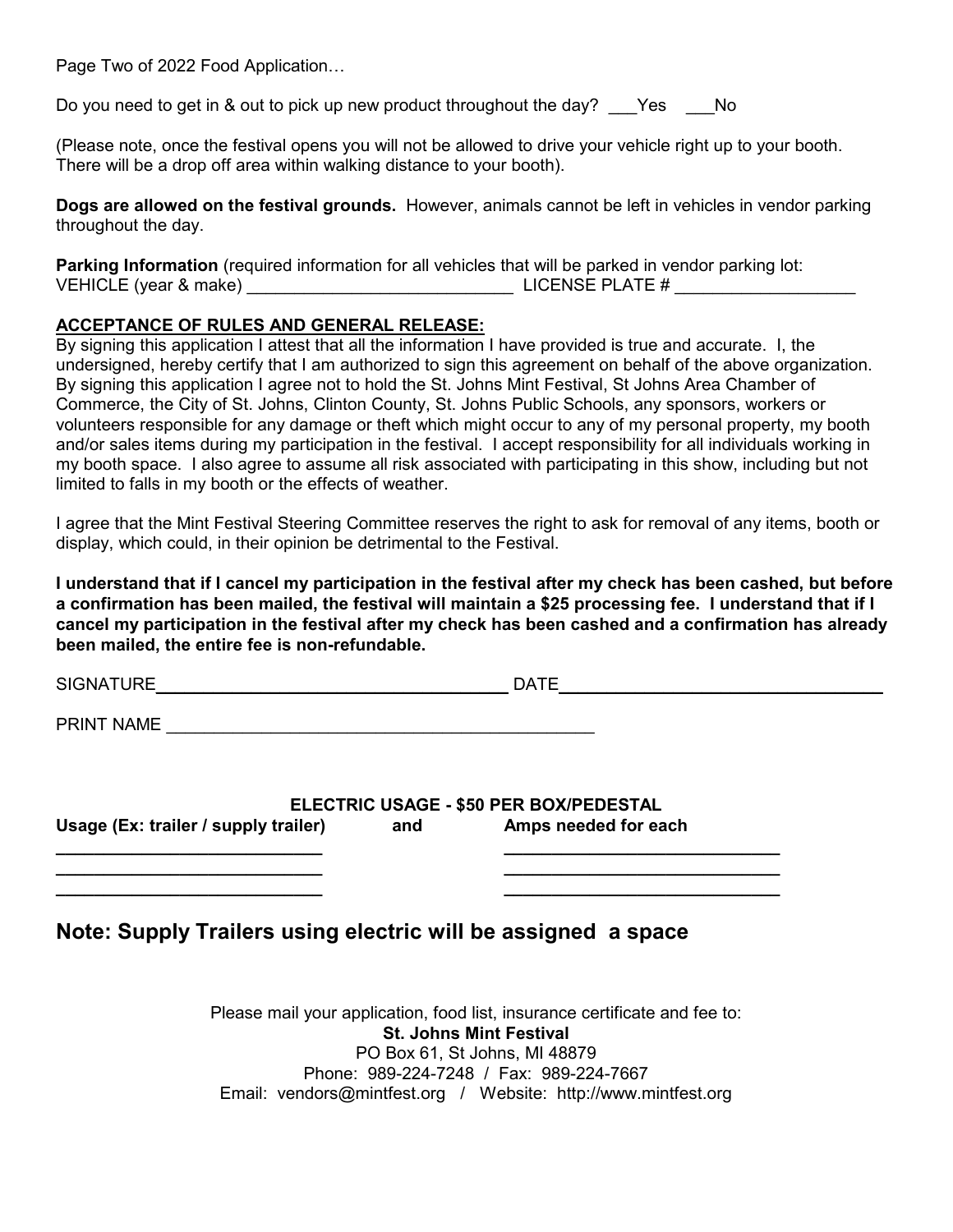Page Two of 2022 Food Application…

Do you need to get in & out to pick up new product throughout the day? ___Yes ___No

(Please note, once the festival opens you will not be allowed to drive your vehicle right up to your booth. There will be a drop off area within walking distance to your booth).

**Dogs are allowed on the festival grounds.** However, animals cannot be left in vehicles in vendor parking throughout the day.

**Parking Information** (required information for all vehicles that will be parked in vendor parking lot:
VEHICLE (year & make) ____________________________ LICENSE PLATE # ___________________

**ACCEPTANCE OF RULES AND GENERAL RELEASE:**

By signing this application I attest that all the information I have provided is true and accurate. I, the undersigned, hereby certify that I am authorized to sign this agreement on behalf of the above organization. By signing this application I agree not to hold the St. Johns Mint Festival, St Johns Area Chamber of Commerce, the City of St. Johns, Clinton County, St. Johns Public Schools, any sponsors, workers or volunteers responsible for any damage or theft which might occur to any of my personal property, my booth and/or sales items during my participation in the festival. I accept responsibility for all individuals working in my booth space. I also agree to assume all risk associated with participating in this show, including but not limited to falls in my booth or the effects of weather.

I agree that the Mint Festival Steering Committee reserves the right to ask for removal of any items, booth or display, which could, in their opinion be detrimental to the Festival.

**I understand that if I cancel my participation in the festival after my check has been cashed, but before a confirmation has been mailed, the festival will maintain a $25 processing fee. I understand that if I cancel my participation in the festival after my check has been cashed and a confirmation has already been mailed, the entire fee is non-refundable.**

SIGNATURE______________________________________ DATE__________________________________

PRINT NAME ______________________________________________

**ELECTRIC USAGE - $50 PER BOX/PEDESTAL**

**Usage (Ex: trailer / supply trailer) and Amps needed for each**

____________________________ ______________________________

____________________________ ______________________________

____________________________ ______________________________

## Note: Supply Trailers using electric will be assigned a space

Please mail your application, food list, insurance certificate and fee to:
**St. Johns Mint Festival**
PO Box 61, St Johns, MI 48879
Phone: 989-224-7248 / Fax: 989-224-7667
Email: vendors@mintfest.org / Website: http://www.mintfest.org